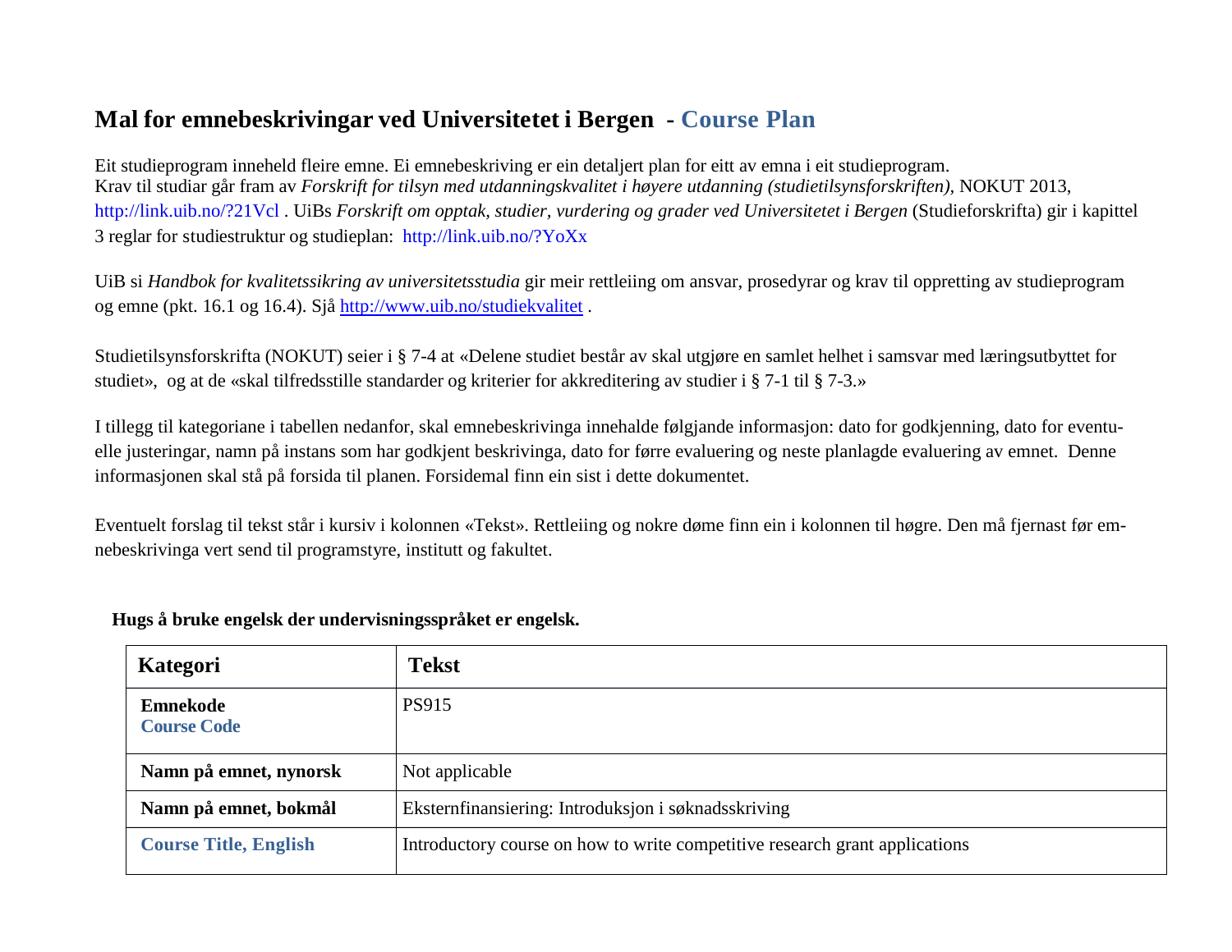# Mal for emnebeskrivingar ved Universitetet i Bergen - Course Plan

Eit studieprogram inneheld fleire emne. Ei emnebeskriving er ein detaljert plan for eitt av emna i eit studieprogram.
Krav til studiar går fram av *Forskrift for tilsyn med utdanningskvalitet i høyere utdanning (studietilsynsforskriften)*, NOKUT 2013, http://link.uib.no/?21Vcl . UiBs *Forskrift om opptak, studier, vurdering og grader ved Universitetet i Bergen* (Studieforskrifta) gir i kapittel 3 reglar for studiestruktur og studieplan: http://link.uib.no/?YoXx

UiB si *Handbok for kvalitetssikring av universitetsstudia* gir meir rettleiing om ansvar, prosedyrar og krav til oppretting av studieprogram og emne (pkt. 16.1 og 16.4). Sjå http://www.uib.no/studiekvalitet .

Studietilsynsforskrifta (NOKUT) seier i § 7-4 at «Delene studiet består av skal utgjøre en samlet helhet i samsvar med læringsutbyttet for studiet», og at de «skal tilfredsstille standarder og kriterier for akkreditering av studier i § 7-1 til § 7-3.»

I tillegg til kategoriane i tabellen nedanfor, skal emnebeskrivinga innehalde følgjande informasjon: dato for godkjenning, dato for eventuelle justeringar, namn på instans som har godkjent beskrivinga, dato for førre evaluering og neste planlagde evaluering av emnet. Denne informasjonen skal stå på forsida til planen. Forsidemal finn ein sist i dette dokumentet.

Eventuelt forslag til tekst står i kursiv i kolonnen «Tekst». Rettleiing og nokre døme finn ein i kolonnen til høgre. Den må fjernast før emnebeskrivinga vert send til programstyre, institutt og fakultet.

**Hugs å bruke engelsk der undervisningsspråket er engelsk.**

| Kategori | Tekst |
|---|---|
| **Emnekode** **Course Code** | PS915 |
| **Namn på emnet, nynorsk** | Not applicable |
| **Namn på emnet, bokmål** | Eksternfinansiering: Introduksjon i søknadsskriving |
| **Course Title, English** | Introductory course on how to write competitive research grant applications |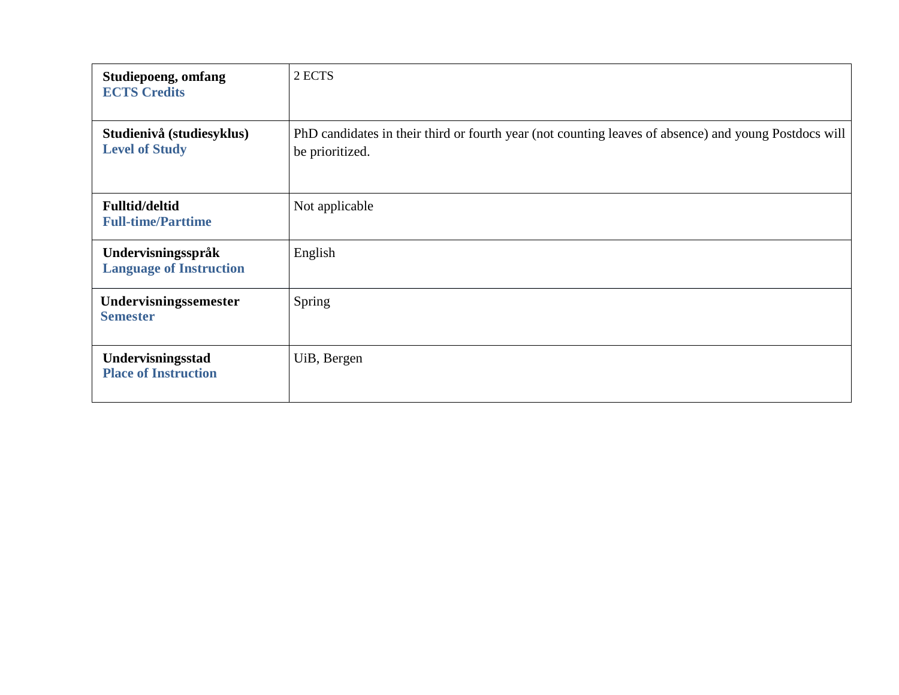| **Studiepoeng, omfang**<br>**ECTS Credits** | 2 ECTS |
|---|---|
| **Studienivå (studiesyklus)**<br>**Level of Study** | PhD candidates in their third or fourth year (not counting leaves of absence) and young Postdocs will be prioritized. |
| **Fulltid/deltid**<br>**Full-time/Parttime** | Not applicable |
| **Undervisningsspråk**<br>**Language of Instruction** | English |
| **Undervisningssemester**<br>**Semester** | Spring |
| **Undervisningsstad**<br>**Place of Instruction** | UiB, Bergen |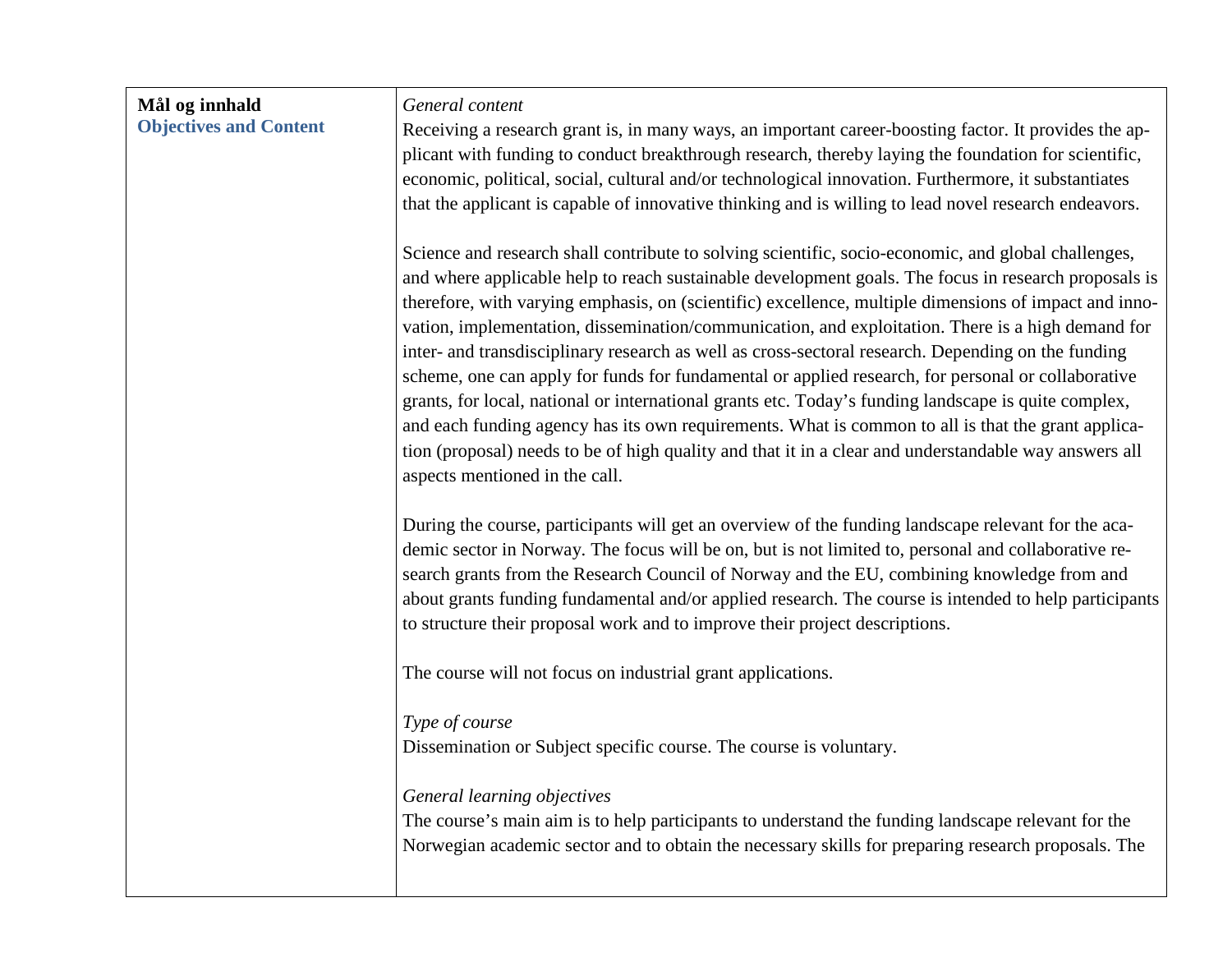| Mål og innhald<br>**Objectives and Content** | *General content*<br>Receiving a research grant is, in many ways, an important career-boosting factor. It provides the applicant with funding to conduct breakthrough research, thereby laying the foundation for scientific, economic, political, social, cultural and/or technological innovation. Furthermore, it substantiates that the applicant is capable of innovative thinking and is willing to lead novel research endeavors.<br><br>Science and research shall contribute to solving scientific, socio-economic, and global challenges, and where applicable help to reach sustainable development goals. The focus in research proposals is therefore, with varying emphasis, on (scientific) excellence, multiple dimensions of impact and innovation, implementation, dissemination/communication, and exploitation. There is a high demand for inter- and transdisciplinary research as well as cross-sectoral research. Depending on the funding scheme, one can apply for funds for fundamental or applied research, for personal or collaborative grants, for local, national or international grants etc. Today's funding landscape is quite complex, and each funding agency has its own requirements. What is common to all is that the grant application (proposal) needs to be of high quality and that it in a clear and understandable way answers all aspects mentioned in the call.<br><br>During the course, participants will get an overview of the funding landscape relevant for the academic sector in Norway. The focus will be on, but is not limited to, personal and collaborative research grants from the Research Council of Norway and the EU, combining knowledge from and about grants funding fundamental and/or applied research. The course is intended to help participants to structure their proposal work and to improve their project descriptions.<br><br>The course will not focus on industrial grant applications.<br><br>*Type of course*<br>Dissemination or Subject specific course. The course is voluntary.<br><br>*General learning objectives*<br>The course's main aim is to help participants to understand the funding landscape relevant for the Norwegian academic sector and to obtain the necessary skills for preparing research proposals. The |
|---|---|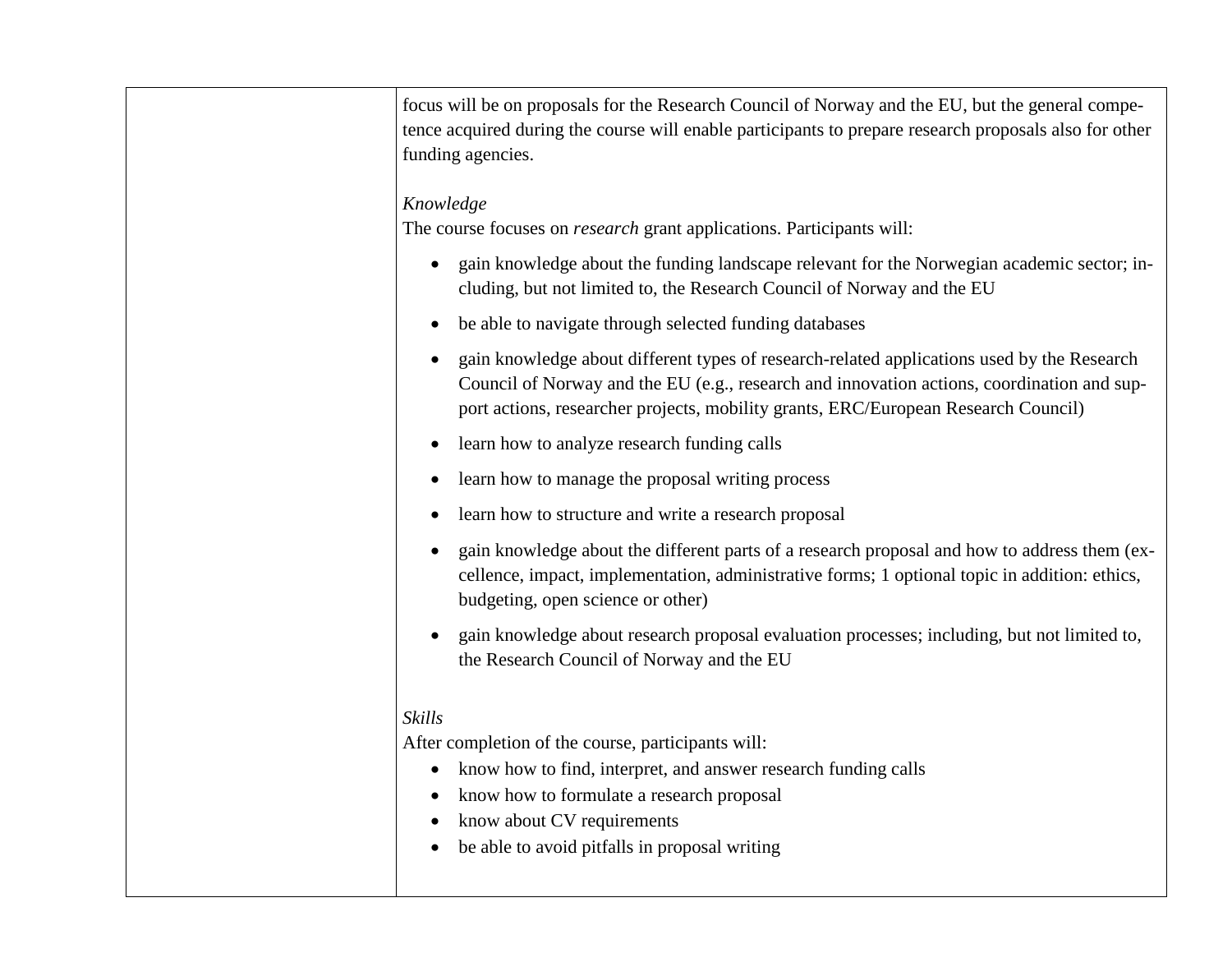| | focus will be on proposals for the Research Council of Norway and the EU, but the general competence acquired during the course will enable participants to prepare research proposals also for other funding agencies.<br><br>*Knowledge*<br>The course focuses on *research* grant applications. Participants will:<br>• gain knowledge about the funding landscape relevant for the Norwegian academic sector; including, but not limited to, the Research Council of Norway and the EU<br>• be able to navigate through selected funding databases<br>• gain knowledge about different types of research-related applications used by the Research Council of Norway and the EU (e.g., research and innovation actions, coordination and support actions, researcher projects, mobility grants, ERC/European Research Council)<br>• learn how to analyze research funding calls<br>• learn how to manage the proposal writing process<br>• learn how to structure and write a research proposal<br>• gain knowledge about the different parts of a research proposal and how to address them (excellence, impact, implementation, administrative forms; 1 optional topic in addition: ethics, budgeting, open science or other)<br>• gain knowledge about research proposal evaluation processes; including, but not limited to, the Research Council of Norway and the EU<br><br>*Skills*<br>After completion of the course, participants will:<br>• know how to find, interpret, and answer research funding calls<br>• know how to formulate a research proposal<br>• know about CV requirements<br>• be able to avoid pitfalls in proposal writing |
|---|---|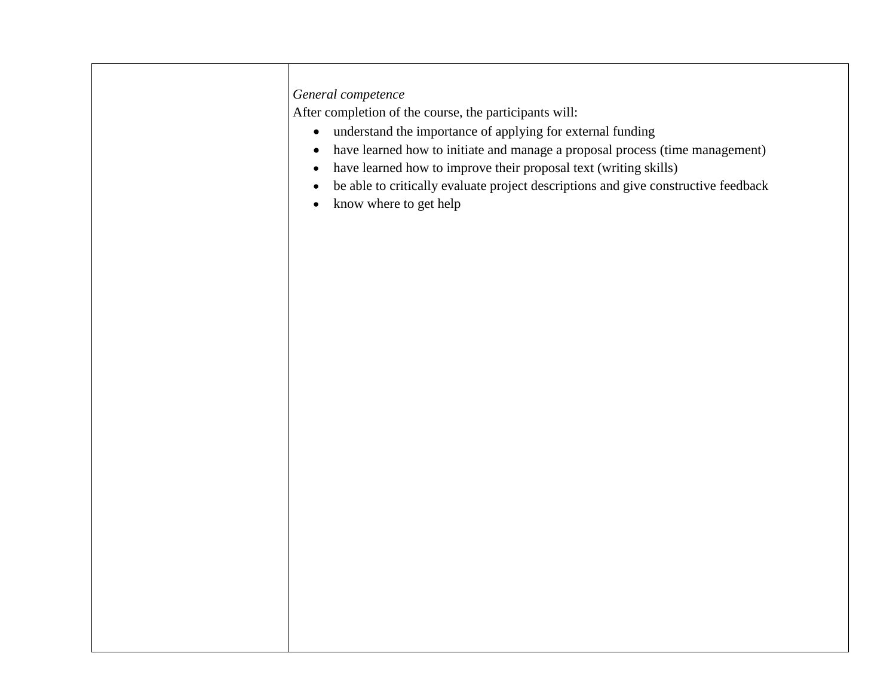| | *General competence*<br>After completion of the course, the participants will:<br>• understand the importance of applying for external funding<br>• have learned how to initiate and manage a proposal process (time management)<br>• have learned how to improve their proposal text (writing skills)<br>• be able to critically evaluate project descriptions and give constructive feedback<br>• know where to get help |
|---|---|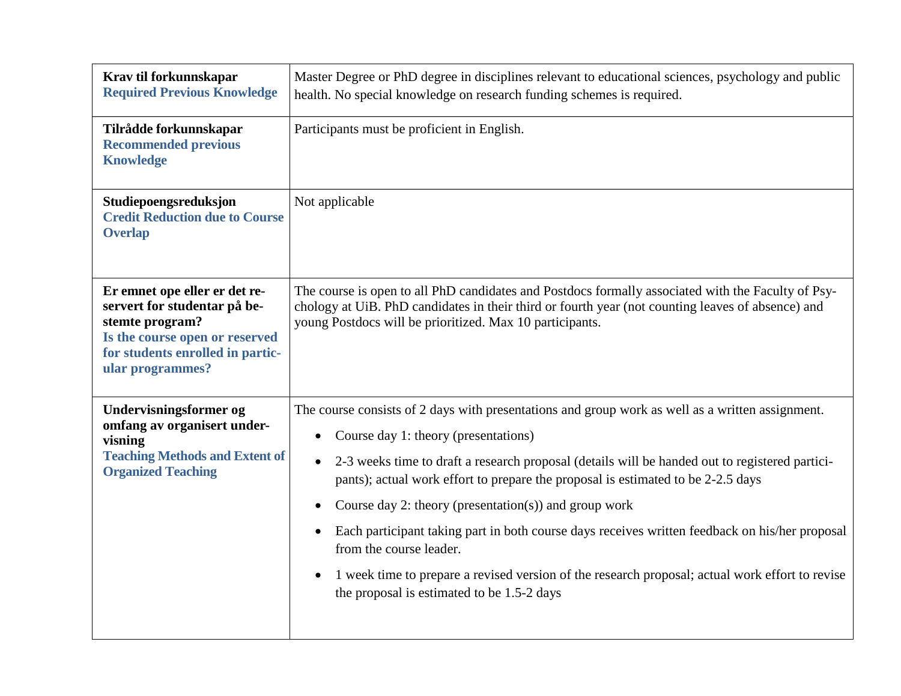| | |
|---|---|
| **Krav til forkunnskapar**<br>**Required Previous Knowledge** | Master Degree or PhD degree in disciplines relevant to educational sciences, psychology and public health. No special knowledge on research funding schemes is required. |
| **Tilrådde forkunnskapar**<br>**Recommended previous Knowledge** | Participants must be proficient in English. |
| **Studiepoengsreduksjon**<br>**Credit Reduction due to Course Overlap** | Not applicable |
| **Er emnet ope eller er det reservert for studentar på bestemte program?**<br>**Is the course open or reserved for students enrolled in particular programmes?** | The course is open to all PhD candidates and Postdocs formally associated with the Faculty of Psychology at UiB. PhD candidates in their third or fourth year (not counting leaves of absence) and young Postdocs will be prioritized. Max 10 participants. |
| **Undervisningsformer og omfang av organisert undervisning**<br>**Teaching Methods and Extent of Organized Teaching** | The course consists of 2 days with presentations and group work as well as a written assignment.<br>• Course day 1: theory (presentations)<br>• 2-3 weeks time to draft a research proposal (details will be handed out to registered participants); actual work effort to prepare the proposal is estimated to be 2-2.5 days<br>• Course day 2: theory (presentation(s)) and group work<br>• Each participant taking part in both course days receives written feedback on his/her proposal from the course leader.<br>• 1 week time to prepare a revised version of the research proposal; actual work effort to revise the proposal is estimated to be 1.5-2 days |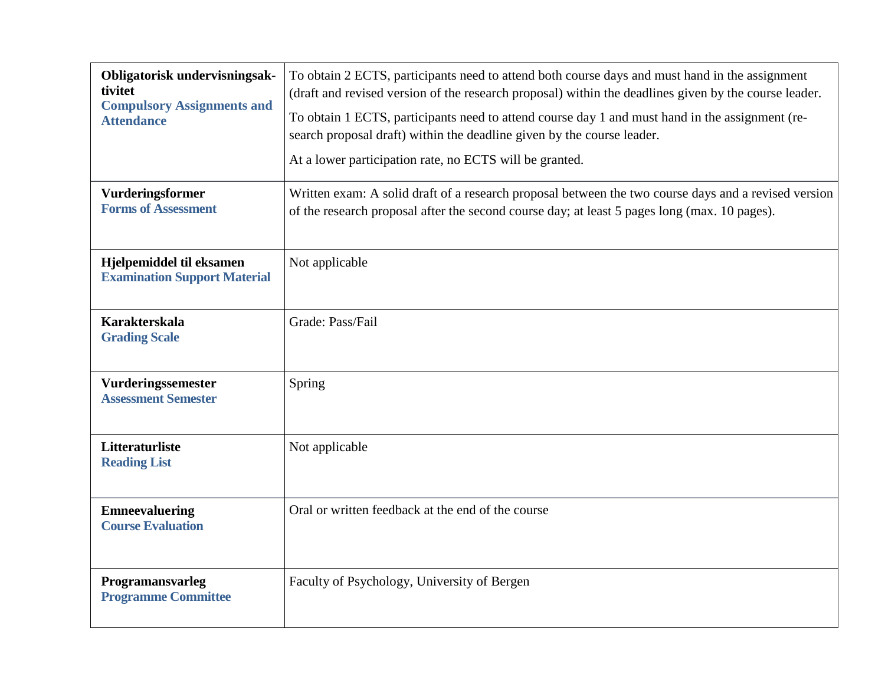| | |
|---|---|
| **Obligatorisk undervisningsaktivitet**<br>**Compulsory Assignments and Attendance** | To obtain 2 ECTS, participants need to attend both course days and must hand in the assignment (draft and revised version of the research proposal) within the deadlines given by the course leader.<br>To obtain 1 ECTS, participants need to attend course day 1 and must hand in the assignment (research proposal draft) within the deadline given by the course leader.<br>At a lower participation rate, no ECTS will be granted. |
| **Vurderingsformer**<br>**Forms of Assessment** | Written exam: A solid draft of a research proposal between the two course days and a revised version of the research proposal after the second course day; at least 5 pages long (max. 10 pages). |
| **Hjelpemiddel til eksamen**<br>**Examination Support Material** | Not applicable |
| **Karakterskala**<br>**Grading Scale** | Grade: Pass/Fail |
| **Vurderingssemester**<br>**Assessment Semester** | Spring |
| **Litteraturliste**<br>**Reading List** | Not applicable |
| **Emneevaluering**<br>**Course Evaluation** | Oral or written feedback at the end of the course |
| **Programansvarleg**<br>**Programme Committee** | Faculty of Psychology, University of Bergen |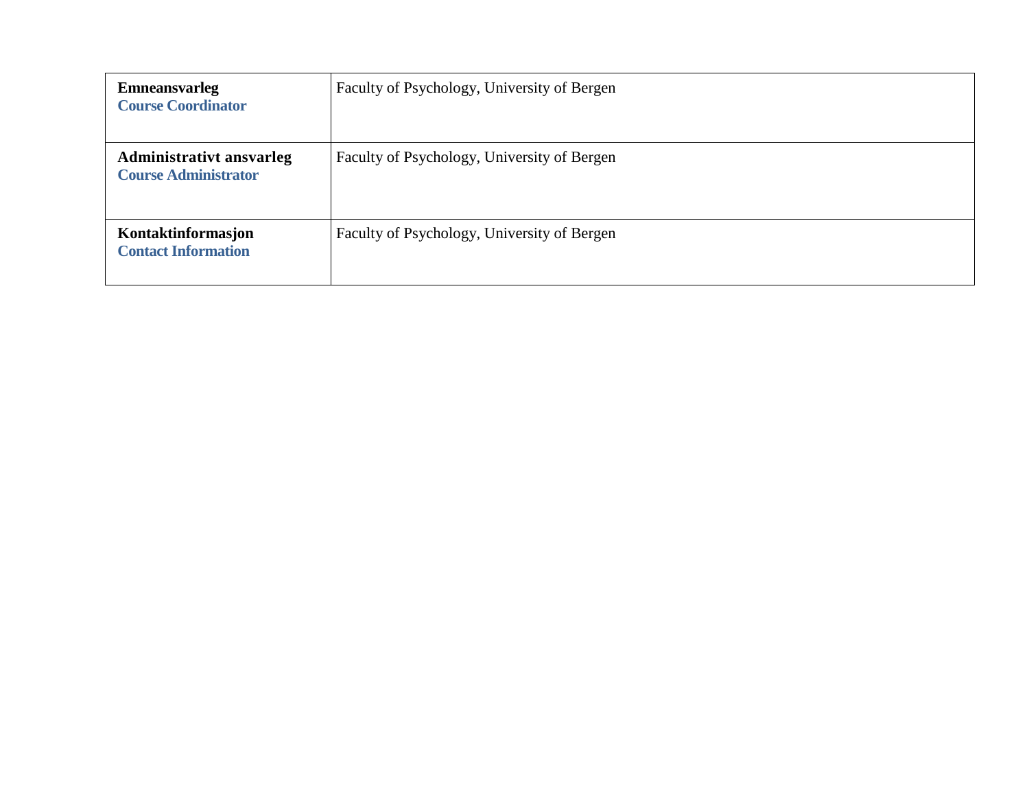| | |
|---|---|
| **Emneansvarleg**<br>**Course Coordinator** | Faculty of Psychology, University of Bergen |
| **Administrativt ansvarleg**<br>**Course Administrator** | Faculty of Psychology, University of Bergen |
| **Kontaktinformasjon**<br>**Contact Information** | Faculty of Psychology, University of Bergen |